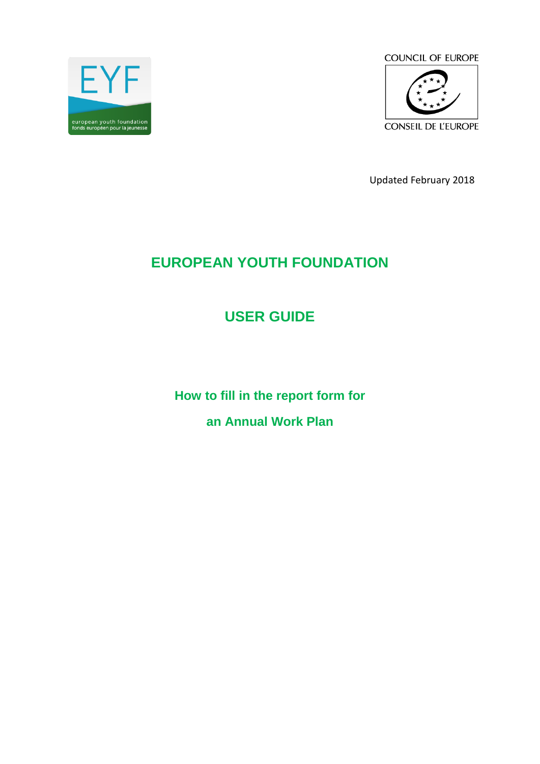EYF

european youth foundation
fonds européen pour la jeunesse

COUNCIL OF EUROPE

CONSEIL DE L'EUROPE

Updated February 2018

# EUROPEAN YOUTH FOUNDATION

# USER GUIDE

## How to fill in the report form for

## an Annual Work Plan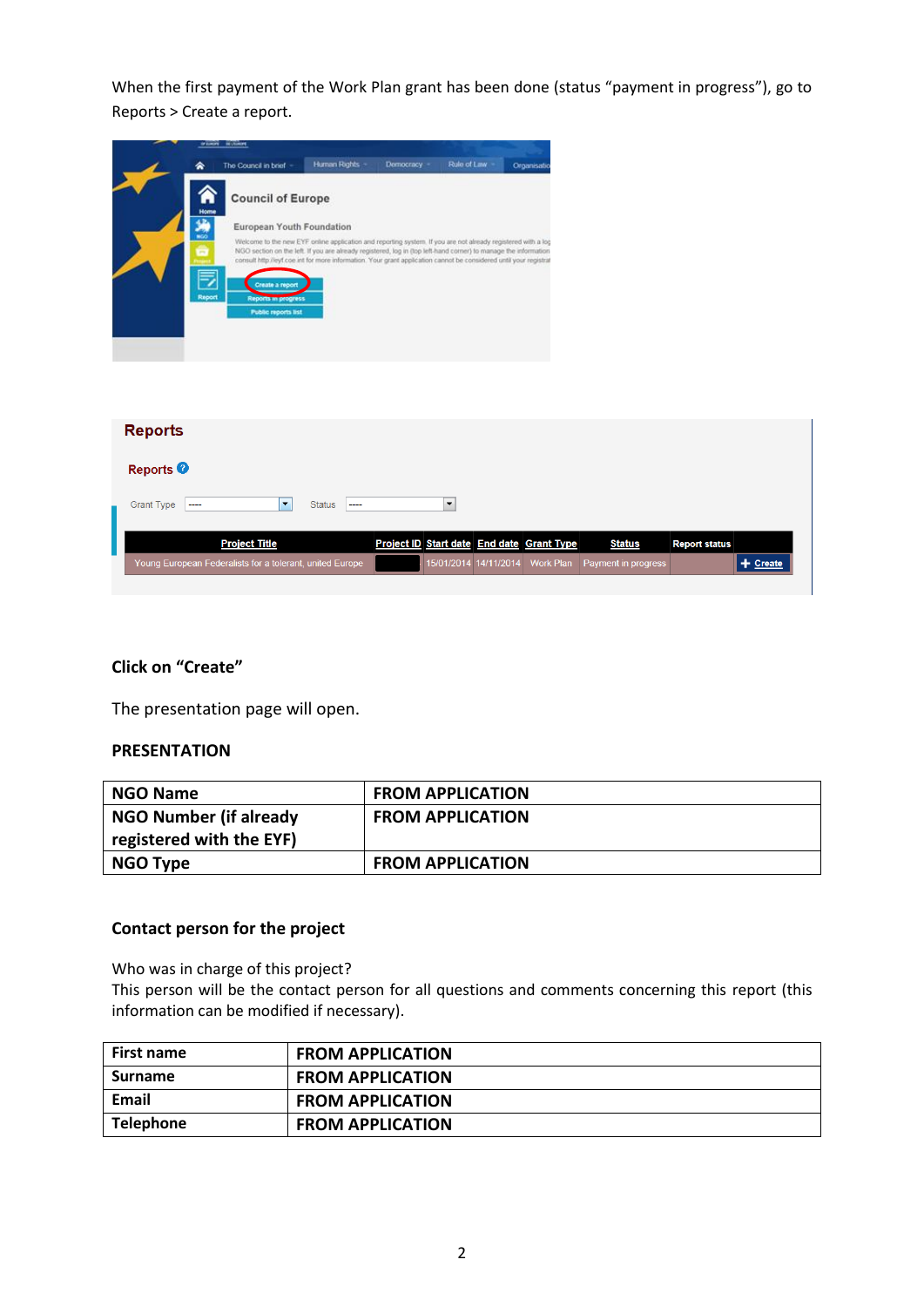When the first payment of the Work Plan grant has been done (status "payment in progress"), go to Reports > Create a report.

**Click on "Create"**

The presentation page will open.

**PRESENTATION**

| NGO Name | FROM APPLICATION |
|---|---|
| NGO Number (if already registered with the EYF) | FROM APPLICATION |
| NGO Type | FROM APPLICATION |

**Contact person for the project**

Who was in charge of this project?
This person will be the contact person for all questions and comments concerning this report (this information can be modified if necessary).

| First name | FROM APPLICATION |
|---|---|
| Surname | FROM APPLICATION |
| Email | FROM APPLICATION |
| Telephone | FROM APPLICATION |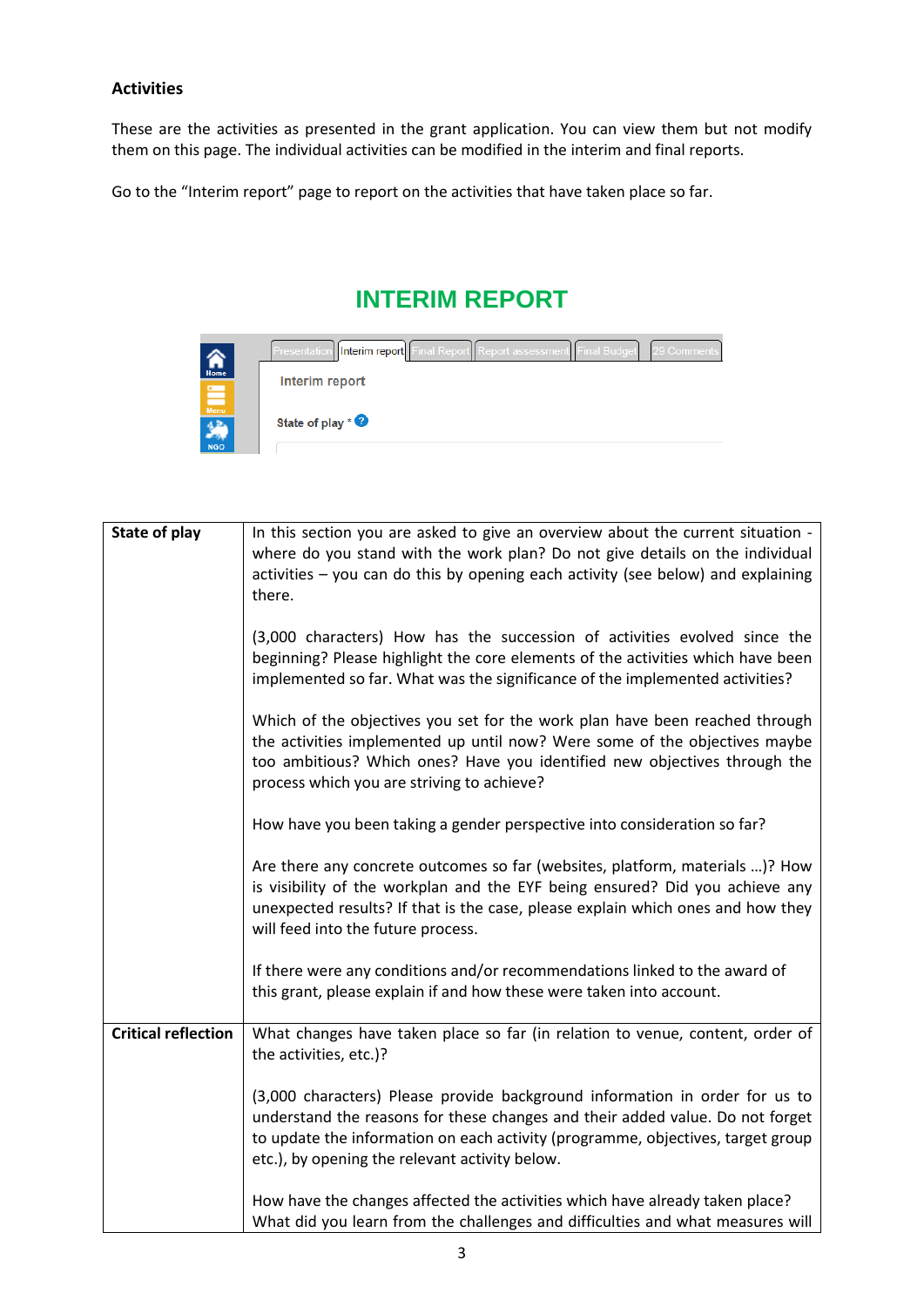**Activities**

These are the activities as presented in the grant application. You can view them but not modify them on this page. The individual activities can be modified in the interim and final reports.

Go to the "Interim report" page to report on the activities that have taken place so far.

## INTERIM REPORT

| State of play | In this section you are asked to give an overview about the current situation - where do you stand with the work plan? Do not give details on the individual activities – you can do this by opening each activity (see below) and explaining there.<br><br>(3,000 characters) How has the succession of activities evolved since the beginning? Please highlight the core elements of the activities which have been implemented so far. What was the significance of the implemented activities?<br><br>Which of the objectives you set for the work plan have been reached through the activities implemented up until now? Were some of the objectives maybe too ambitious? Which ones? Have you identified new objectives through the process which you are striving to achieve?<br><br>How have you been taking a gender perspective into consideration so far?<br><br>Are there any concrete outcomes so far (websites, platform, materials …)? How is visibility of the workplan and the EYF being ensured? Did you achieve any unexpected results? If that is the case, please explain which ones and how they will feed into the future process.<br><br>If there were any conditions and/or recommendations linked to the award of this grant, please explain if and how these were taken into account. |
|---|---|
| **Critical reflection** | What changes have taken place so far (in relation to venue, content, order of the activities, etc.)?<br><br>(3,000 characters) Please provide background information in order for us to understand the reasons for these changes and their added value. Do not forget to update the information on each activity (programme, objectives, target group etc.), by opening the relevant activity below.<br><br>How have the changes affected the activities which have already taken place? What did you learn from the challenges and difficulties and what measures will |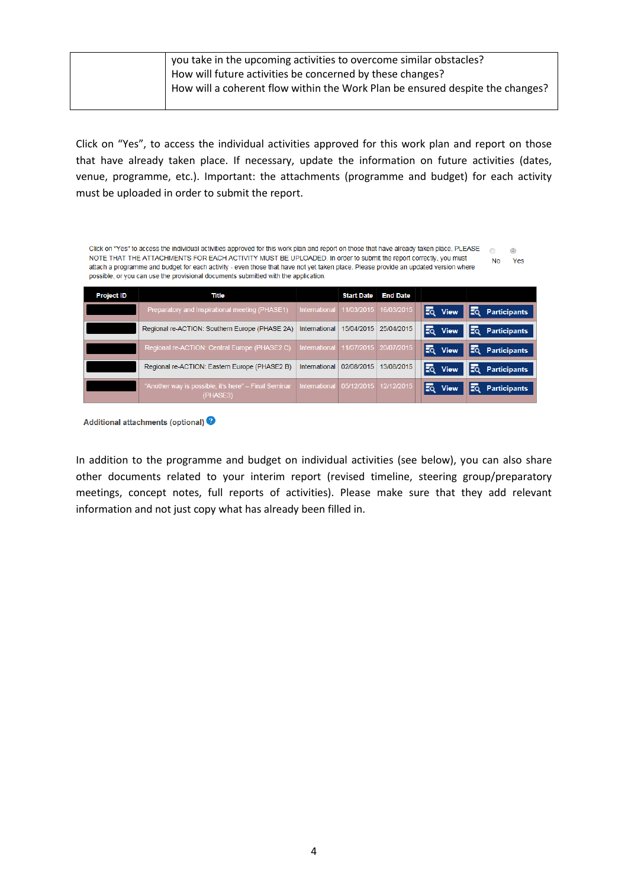| | you take in the upcoming activities to overcome similar obstacles?<br>How will future activities be concerned by these changes?<br>How will a coherent flow within the Work Plan be ensured despite the changes? |
|---|---|

Click on “Yes”, to access the individual activities approved for this work plan and report on those that have already taken place. If necessary, update the information on future activities (dates, venue, programme, etc.). Important: the attachments (programme and budget) for each activity must be uploaded in order to submit the report.

Click on "Yes" to access the individual activities approved for this work plan and report on those that have already taken place. PLEASE NOTE THAT THE ATTACHMENTS FOR EACH ACTIVITY MUST BE UPLOADED. In order to submit the report correctly, you must attach a programme and budget for each activity - even those that have not yet taken place. Please provide an updated version where possible, or you can use the provisional documents submitted with the application.

No Yes

| Project ID | Title | | Start Date | End Date | | |
|---|---|---|---|---|---|---|
| | Preparatory and Inspirational meeting (PHASE1) | International | 11/03/2015 | 16/03/2015 | View | Participants |
| | Regional re-ACTION: Southern Europe (PHASE 2A) | International | 15/04/2015 | 25/04/2015 | View | Participants |
| | Regional re-ACTION: Central Europe (PHASE2 C) | International | 11/07/2015 | 20/07/2015 | View | Participants |
| | Regional re-ACTION: Eastern Europe (PHASE2 B) | International | 02/08/2015 | 13/08/2015 | View | Participants |
| | "Another way is possible, it's here" – Final Seminar (PHASE3) | International | 05/12/2015 | 12/12/2015 | View | Participants |

**Additional attachments** (optional)

In addition to the programme and budget on individual activities (see below), you can also share other documents related to your interim report (revised timeline, steering group/preparatory meetings, concept notes, full reports of activities). Please make sure that they add relevant information and not just copy what has already been filled in.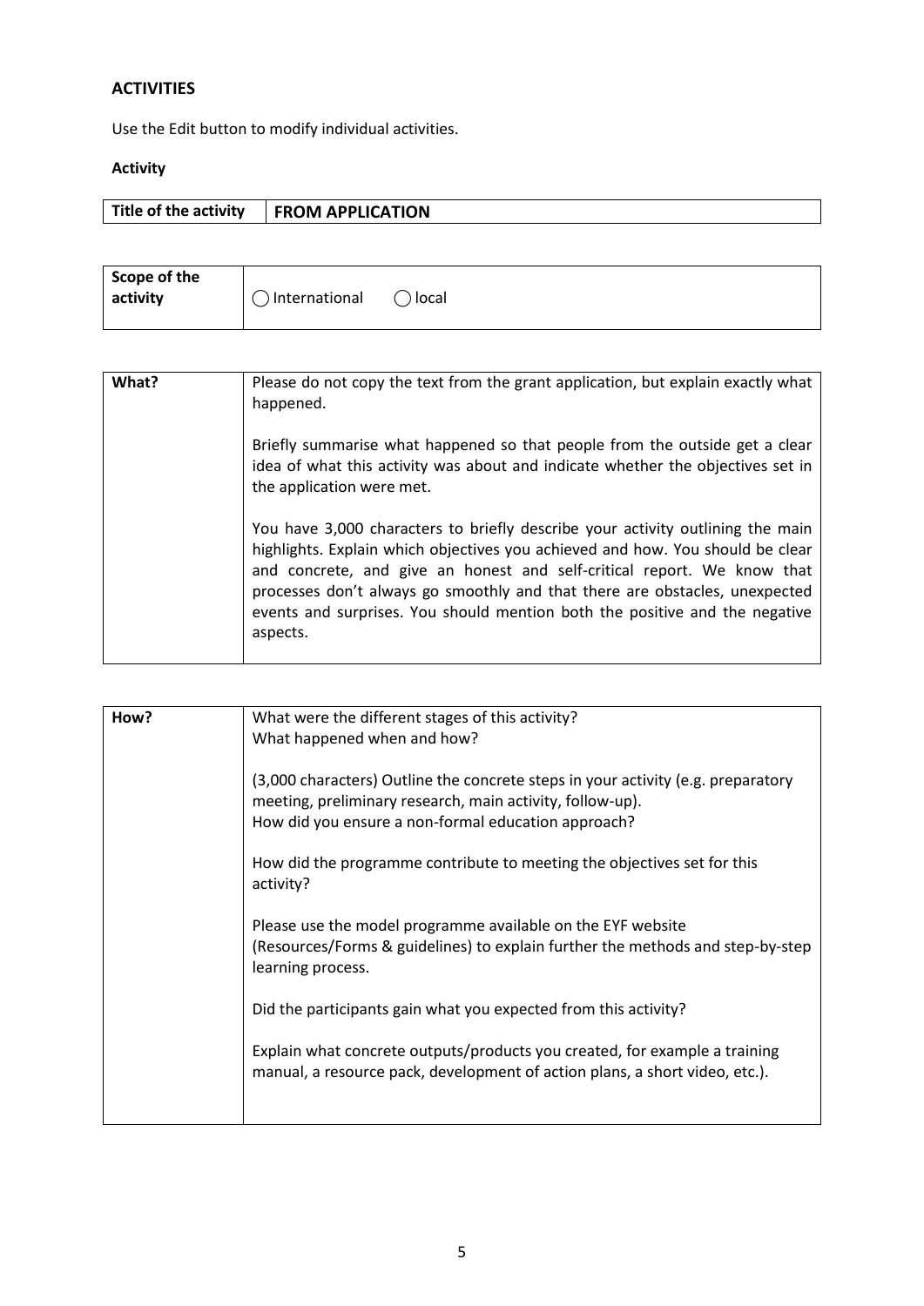## ACTIVITIES

Use the Edit button to modify individual activities.

**Activity**

| **Title of the activity** | **FROM APPLICATION** |
|---|---|

| **Scope of the activity** | ◯ International ◯ local |
|---|---|

| **What?** | Please do not copy the text from the grant application, but explain exactly what happened.<br><br>Briefly summarise what happened so that people from the outside get a clear idea of what this activity was about and indicate whether the objectives set in the application were met.<br><br>You have 3,000 characters to briefly describe your activity outlining the main highlights. Explain which objectives you achieved and how. You should be clear and concrete, and give an honest and self-critical report. We know that processes don't always go smoothly and that there are obstacles, unexpected events and surprises. You should mention both the positive and the negative aspects. |
|---|---|

| **How?** | What were the different stages of this activity?<br>What happened when and how?<br><br>(3,000 characters) Outline the concrete steps in your activity (e.g. preparatory meeting, preliminary research, main activity, follow-up).<br>How did you ensure a non-formal education approach?<br><br>How did the programme contribute to meeting the objectives set for this activity?<br><br>Please use the model programme available on the EYF website (Resources/Forms & guidelines) to explain further the methods and step-by-step learning process.<br><br>Did the participants gain what you expected from this activity?<br><br>Explain what concrete outputs/products you created, for example a training manual, a resource pack, development of action plans, a short video, etc.). |
|---|---|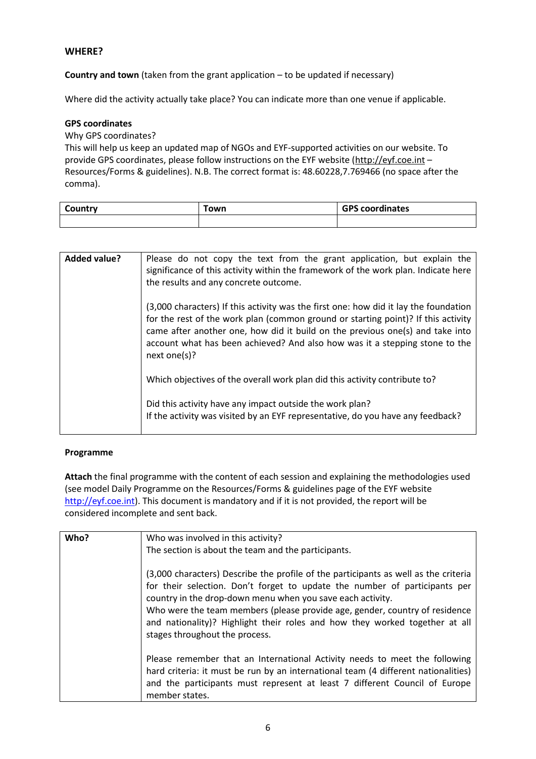## WHERE?

**Country and town** (taken from the grant application – to be updated if necessary)

Where did the activity actually take place? You can indicate more than one venue if applicable.

**GPS coordinates**

Why GPS coordinates?

This will help us keep an updated map of NGOs and EYF-supported activities on our website. To provide GPS coordinates, please follow instructions on the EYF website (http://eyf.coe.int – Resources/Forms & guidelines). N.B. The correct format is: 48.60228,7.769466 (no space after the comma).

| Country | Town | GPS coordinates |
|---|---|---|
| | | |

| **Added value?** | Please do not copy the text from the grant application, but explain the significance of this activity within the framework of the work plan. Indicate here the results and any concrete outcome.<br><br>(3,000 characters) If this activity was the first one: how did it lay the foundation for the rest of the work plan (common ground or starting point)? If this activity came after another one, how did it build on the previous one(s) and take into account what has been achieved? And also how was it a stepping stone to the next one(s)?<br><br>Which objectives of the overall work plan did this activity contribute to?<br><br>Did this activity have any impact outside the work plan?<br>If the activity was visited by an EYF representative, do you have any feedback? |
|---|---|

**Programme**

**Attach** the final programme with the content of each session and explaining the methodologies used (see model Daily Programme on the Resources/Forms & guidelines page of the EYF website http://eyf.coe.int). This document is mandatory and if it is not provided, the report will be considered incomplete and sent back.

| **Who?** | Who was involved in this activity?<br>The section is about the team and the participants.<br><br>(3,000 characters) Describe the profile of the participants as well as the criteria for their selection. Don't forget to update the number of participants per country in the drop-down menu when you save each activity.<br>Who were the team members (please provide age, gender, country of residence and nationality)? Highlight their roles and how they worked together at all stages throughout the process.<br><br>Please remember that an International Activity needs to meet the following hard criteria: it must be run by an international team (4 different nationalities) and the participants must represent at least 7 different Council of Europe member states. |
|---|---|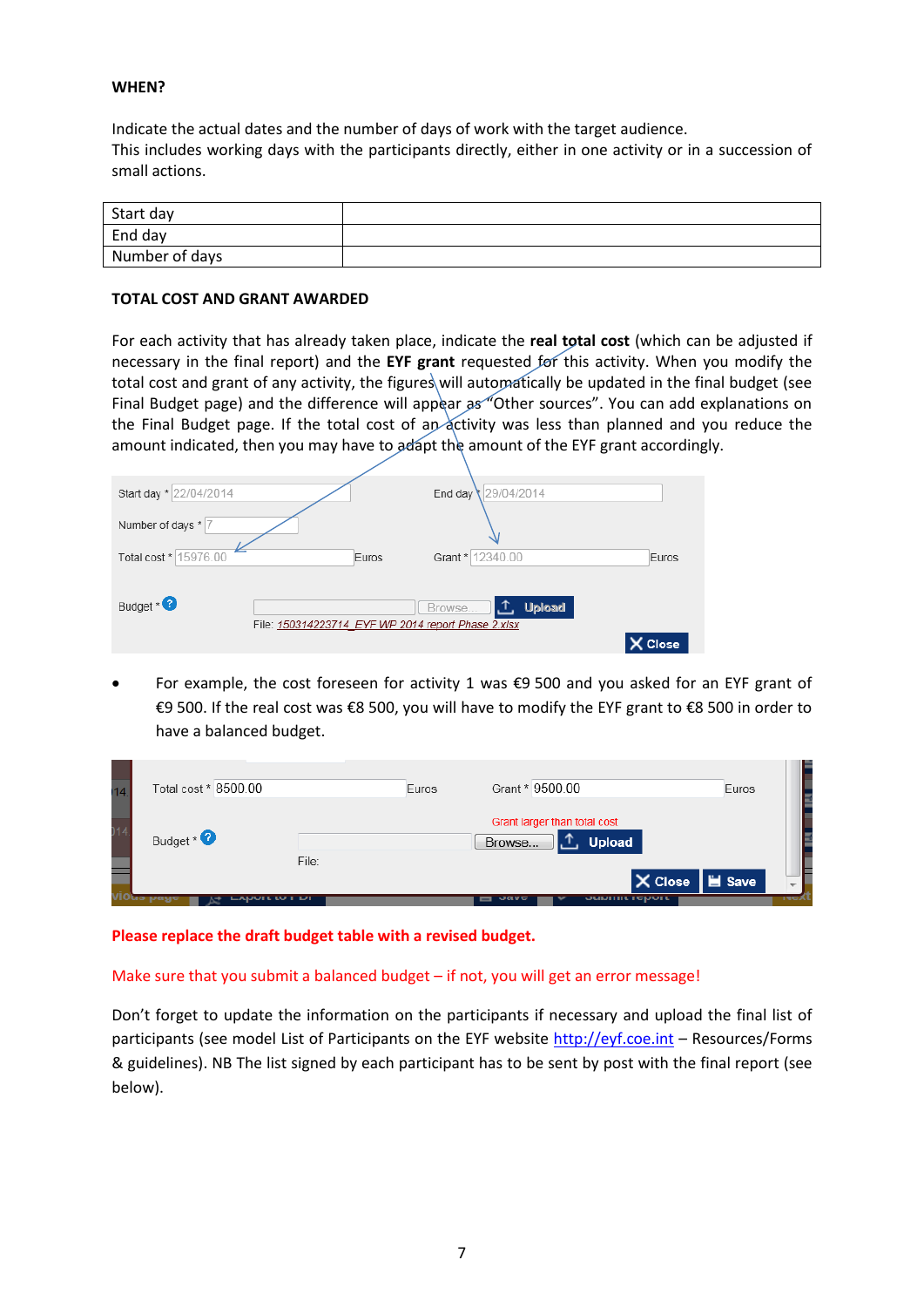**WHEN?**

Indicate the actual dates and the number of days of work with the target audience.
This includes working days with the participants directly, either in one activity or in a succession of small actions.

| Start day | |
|---|---|
| End day | |
| Number of days | |

**TOTAL COST AND GRANT AWARDED**

For each activity that has already taken place, indicate the **real total cost** (which can be adjusted if necessary in the final report) and the **EYF grant** requested for this activity. When you modify the total cost and grant of any activity, the figures will automatically be updated in the final budget (see Final Budget page) and the difference will appear as "Other sources". You can add explanations on the Final Budget page. If the total cost of an activity was less than planned and you reduce the amount indicated, then you may have to adapt the amount of the EYF grant accordingly.

Start day * 22/04/2014 End day * 29/04/2014
Number of days * 7
Total cost * 15976.00 Euros Grant * 12340.00 Euros
Budget * Browse... Upload
File: 150314223714_EYF WP 2014 report Phase 2.xlsx
Close

- For example, the cost foreseen for activity 1 was €9 500 and you asked for an EYF grant of €9 500. If the real cost was €8 500, you will have to modify the EYF grant to €8 500 in order to have a balanced budget.

Total cost * 8500.00 Euros Grant * 9500.00 Euros
Grant larger than total cost
Budget * Browse... Upload
File:
Close Save

**Please replace the draft budget table with a revised budget.**

Make sure that you submit a balanced budget – if not, you will get an error message!

Don't forget to update the information on the participants if necessary and upload the final list of participants (see model List of Participants on the EYF website http://eyf.coe.int – Resources/Forms & guidelines). NB The list signed by each participant has to be sent by post with the final report (see below).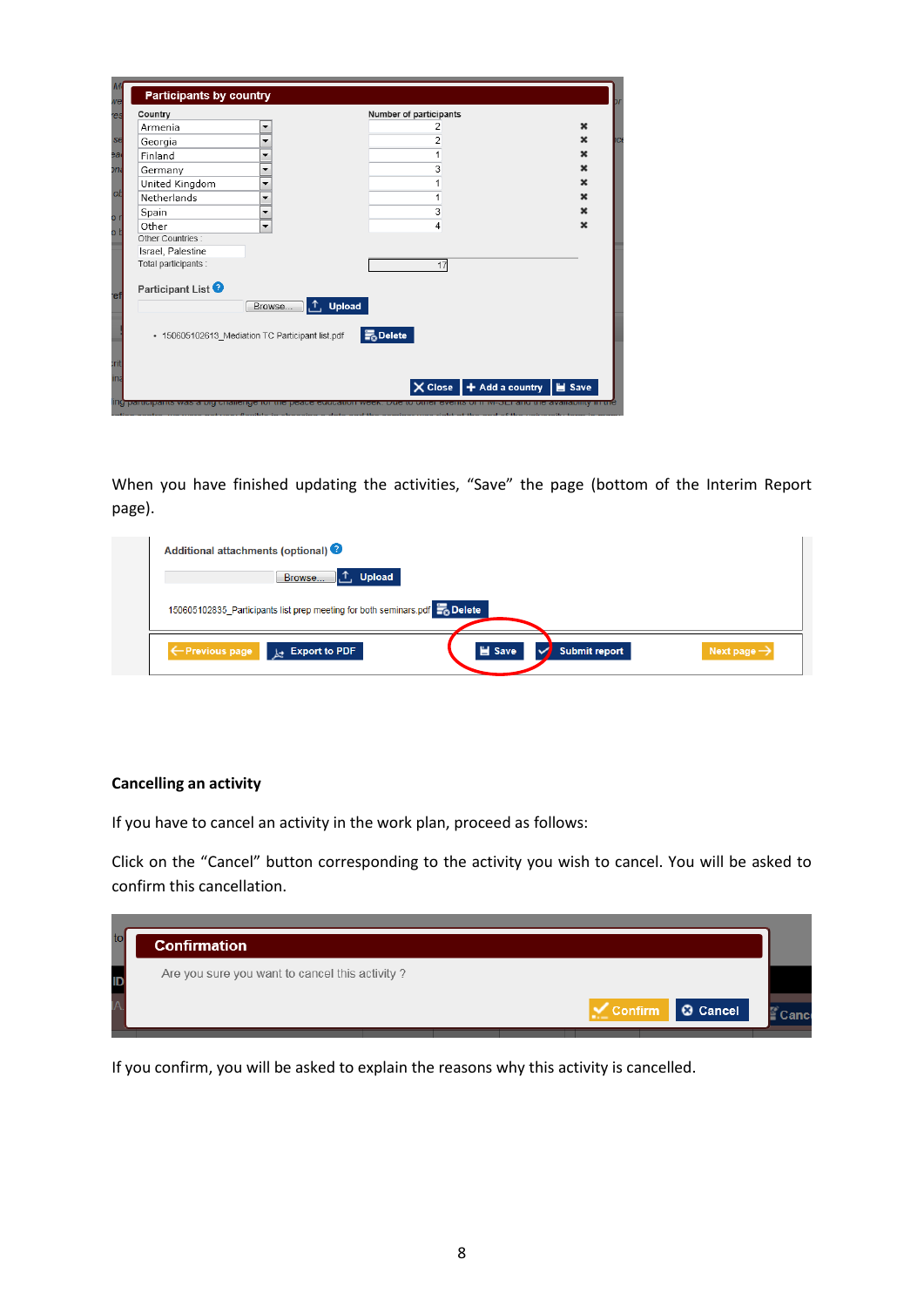When you have finished updating the activities, “Save” the page (bottom of the Interim Report page).

**Cancelling an activity**

If you have to cancel an activity in the work plan, proceed as follows:

Click on the “Cancel” button corresponding to the activity you wish to cancel. You will be asked to confirm this cancellation.

If you confirm, you will be asked to explain the reasons why this activity is cancelled.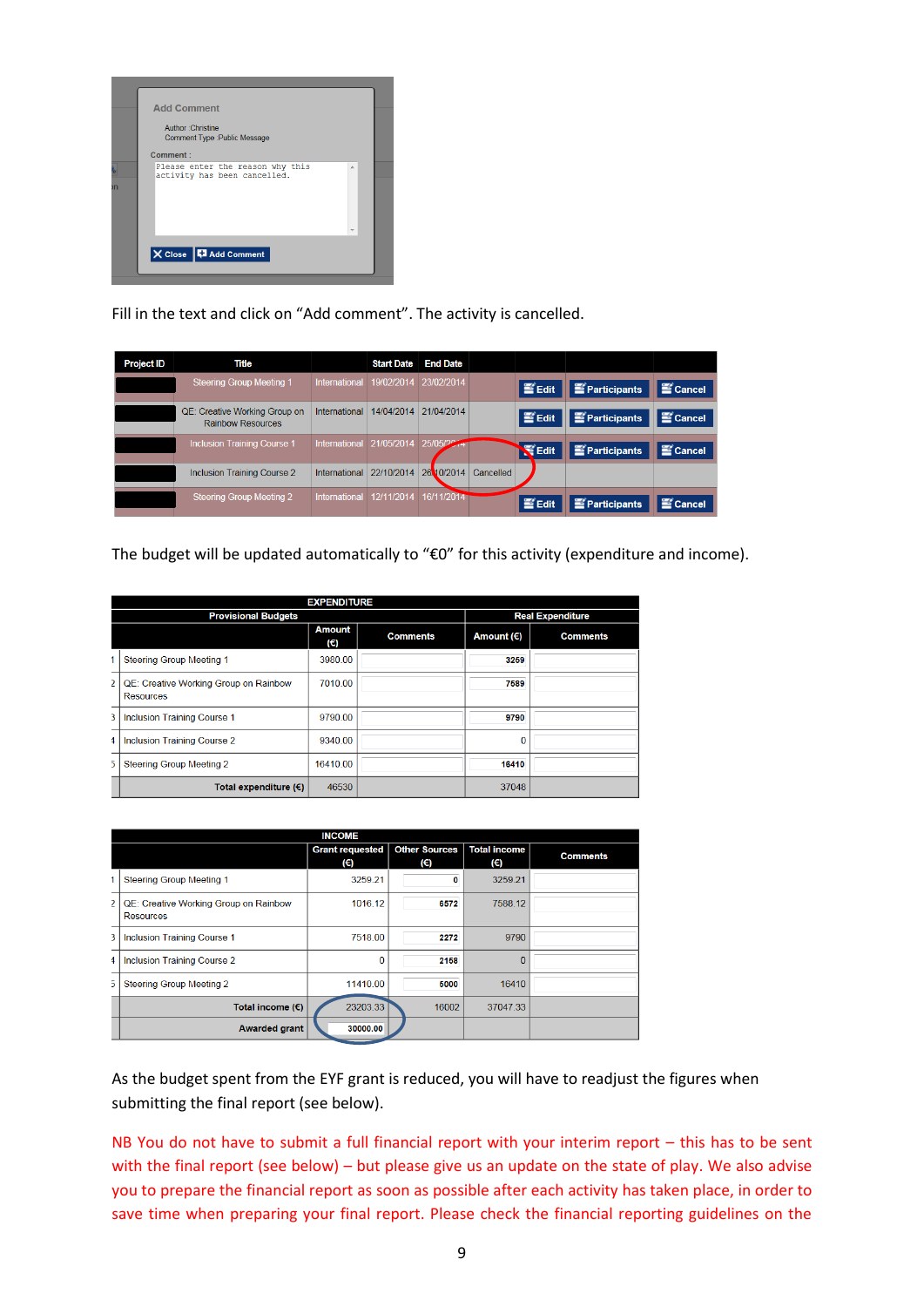Add Comment

Author :Christine
Comment Type :Public Message

Comment :

```
Please enter the reason why this
activity has been cancelled.
```

Close | Add Comment

Fill in the text and click on “Add comment”. The activity is cancelled.

| Project ID | Title | | Start Date | End Date | | | | |
|---|---|---|---|---|---|---|---|---|
| | Steering Group Meeting 1 | International | 19/02/2014 | 23/02/2014 | | Edit | Participants | Cancel |
| | QE: Creative Working Group on Rainbow Resources | International | 14/04/2014 | 21/04/2014 | | Edit | Participants | Cancel |
| | Inclusion Training Course 1 | International | 21/05/2014 | 25/05/2014 | | Edit | Participants | Cancel |
| | Inclusion Training Course 2 | International | 22/10/2014 | 26/10/2014 | Cancelled | | | |
| | Steering Group Meeting 2 | International | 12/11/2014 | 16/11/2014 | | Edit | Participants | Cancel |

The budget will be updated automatically to “€0” for this activity (expenditure and income).

| | EXPENDITURE | | | | |
|---|---|---|---|---|---|
| | Provisional Budgets | | | Real Expenditure | |
| | | Amount (€) | Comments | Amount (€) | Comments |
| 1 | Steering Group Meeting 1 | 3980.00 | | 3269 | |
| 2 | QE: Creative Working Group on Rainbow Resources | 7010.00 | | 7589 | |
| 3 | Inclusion Training Course 1 | 9790.00 | | 9790 | |
| 4 | Inclusion Training Course 2 | 9340.00 | | 0 | |
| 5 | Steering Group Meeting 2 | 16410.00 | | 16410 | |
| | Total expenditure (€) | 46530 | | 37048 | |

| | INCOME | | | | |
|---|---|---|---|---|---|
| | | Grant requested (€) | Other Sources (€) | Total income (€) | Comments |
| 1 | Steering Group Meeting 1 | 3259.21 | 0 | 3259.21 | |
| 2 | QE: Creative Working Group on Rainbow Resources | 1016.12 | 6572 | 7588.12 | |
| 3 | Inclusion Training Course 1 | 7518.00 | 2272 | 9790 | |
| 4 | Inclusion Training Course 2 | 0 | 2158 | 0 | |
| 5 | Steering Group Meeting 2 | 11410.00 | 5000 | 16410 | |
| | Total income (€) | 23203.33 | 16002 | 37047.33 | |
| | Awarded grant | 30000.00 | | | |

As the budget spent from the EYF grant is reduced, you will have to readjust the figures when submitting the final report (see below).

NB You do not have to submit a full financial report with your interim report – this has to be sent with the final report (see below) – but please give us an update on the state of play. We also advise you to prepare the financial report as soon as possible after each activity has taken place, in order to save time when preparing your final report. Please check the financial reporting guidelines on the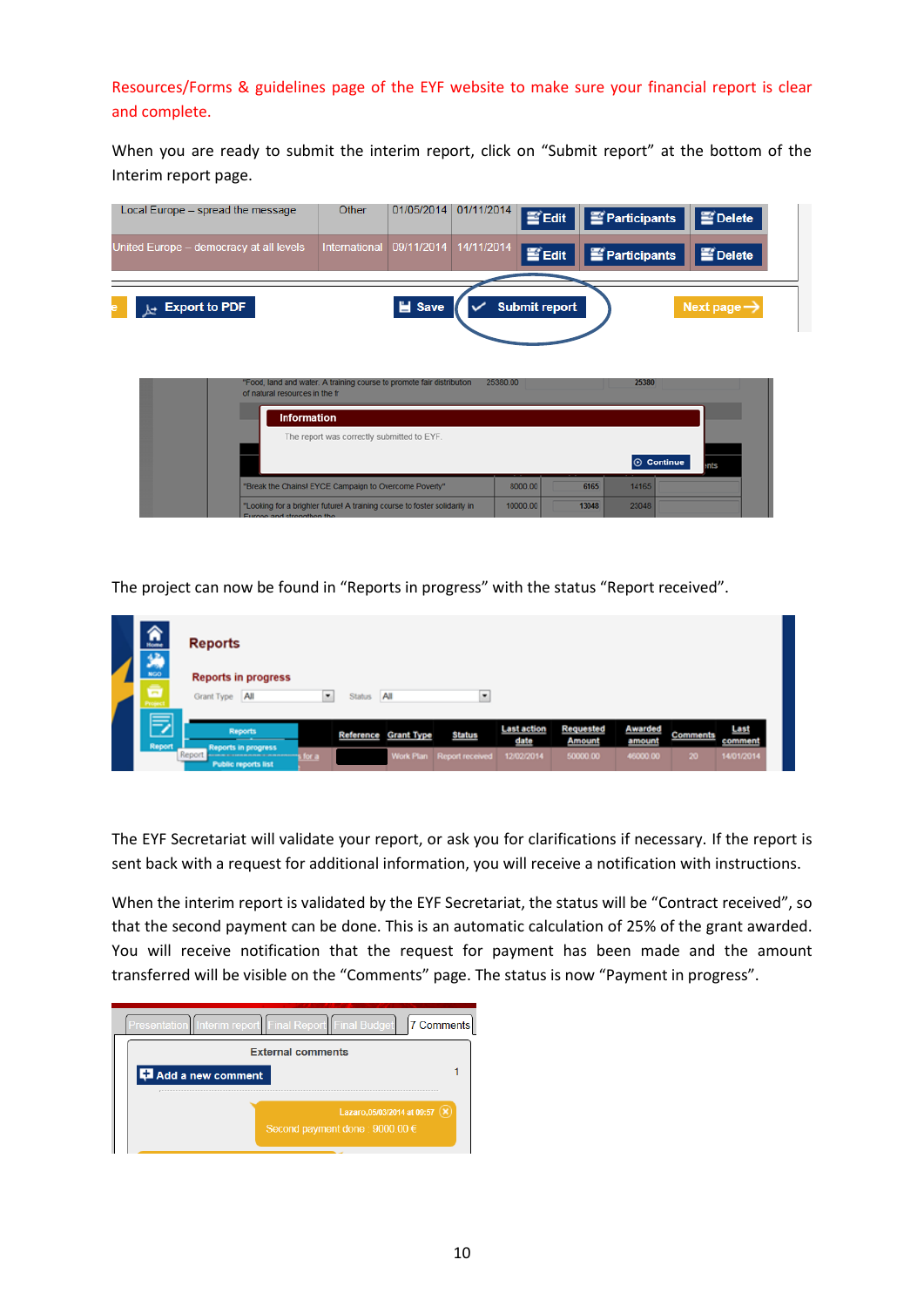Resources/Forms & guidelines page of the EYF website to make sure your financial report is clear and complete.

When you are ready to submit the interim report, click on "Submit report" at the bottom of the Interim report page.

The project can now be found in "Reports in progress" with the status "Report received".

The EYF Secretariat will validate your report, or ask you for clarifications if necessary. If the report is sent back with a request for additional information, you will receive a notification with instructions.

When the interim report is validated by the EYF Secretariat, the status will be "Contract received", so that the second payment can be done. This is an automatic calculation of 25% of the grant awarded. You will receive notification that the request for payment has been made and the amount transferred will be visible on the "Comments" page. The status is now "Payment in progress".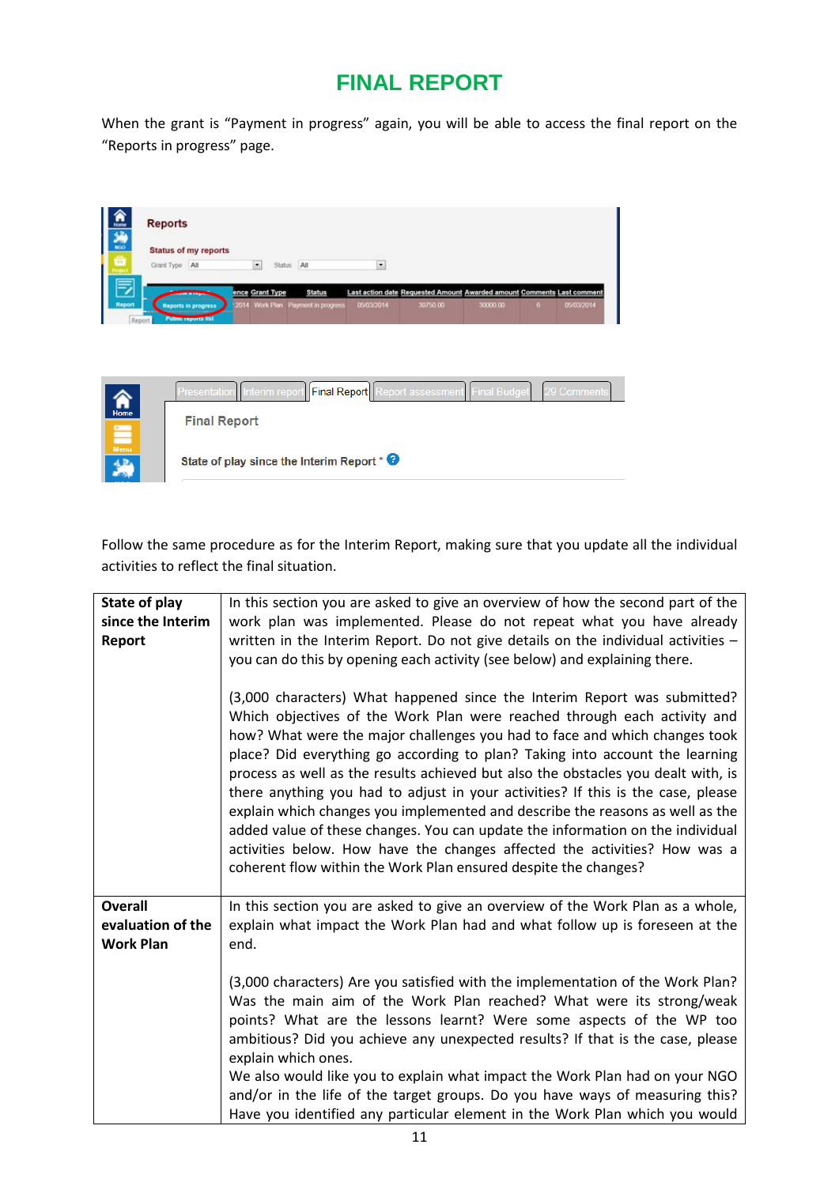# FINAL REPORT

When the grant is "Payment in progress" again, you will be able to access the final report on the "Reports in progress" page.

Follow the same procedure as for the Interim Report, making sure that you update all the individual activities to reflect the final situation.

| **State of play since the Interim Report** | In this section you are asked to give an overview of how the second part of the work plan was implemented. Please do not repeat what you have already written in the Interim Report. Do not give details on the individual activities – you can do this by opening each activity (see below) and explaining there.<br><br>(3,000 characters) What happened since the Interim Report was submitted? Which objectives of the Work Plan were reached through each activity and how? What were the major challenges you had to face and which changes took place? Did everything go according to plan? Taking into account the learning process as well as the results achieved but also the obstacles you dealt with, is there anything you had to adjust in your activities? If this is the case, please explain which changes you implemented and describe the reasons as well as the added value of these changes. You can update the information on the individual activities below. How have the changes affected the activities? How was a coherent flow within the Work Plan ensured despite the changes? |
|---|---|
| **Overall evaluation of the Work Plan** | In this section you are asked to give an overview of the Work Plan as a whole, explain what impact the Work Plan had and what follow up is foreseen at the end.<br><br>(3,000 characters) Are you satisfied with the implementation of the Work Plan? Was the main aim of the Work Plan reached? What were its strong/weak points? What are the lessons learnt? Were some aspects of the WP too ambitious? Did you achieve any unexpected results? If that is the case, please explain which ones.<br>We also would like you to explain what impact the Work Plan had on your NGO and/or in the life of the target groups. Do you have ways of measuring this? Have you identified any particular element in the Work Plan which you would |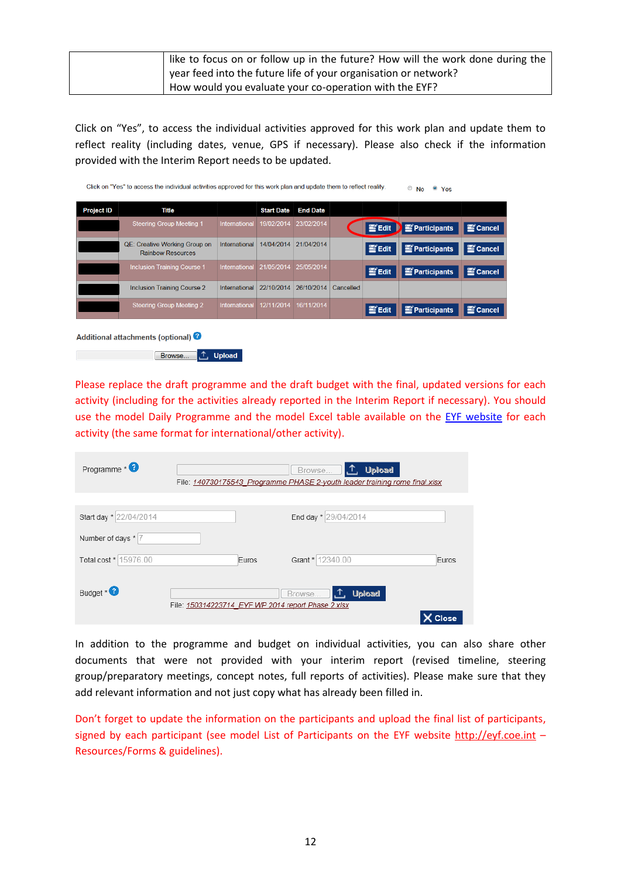| | like to focus on or follow up in the future? How will the work done during the year feed into the future life of your organisation or network? How would you evaluate your co-operation with the EYF? |
|---|---|

Click on "Yes", to access the individual activities approved for this work plan and update them to reflect reality (including dates, venue, GPS if necessary). Please also check if the information provided with the Interim Report needs to be updated.

Click on "Yes" to access the individual activities approved for this work plan and update them to reflect reality. ◎ No ◉ Yes

| Project ID | Title | | Start Date | End Date | | | | |
|---|---|---|---|---|---|---|---|---|
| | Steering Group Meeting 1 | International | 19/02/2014 | 23/02/2014 | | Edit | Participants | Cancel |
| | QE: Creative Working Group on Rainbow Resources | International | 14/04/2014 | 21/04/2014 | | Edit | Participants | Cancel |
| | Inclusion Training Course 1 | International | 21/05/2014 | 25/05/2014 | | Edit | Participants | Cancel |
| | Inclusion Training Course 2 | International | 22/10/2014 | 26/10/2014 | Cancelled | | | |
| | Steering Group Meeting 2 | International | 12/11/2014 | 16/11/2014 | | Edit | Participants | Cancel |

Additional attachments (optional)

Browse... Upload

Please replace the draft programme and the draft budget with the final, updated versions for each activity (including for the activities already reported in the Interim Report if necessary). You should use the model Daily Programme and the model Excel table available on the EYF website for each activity (the same format for international/other activity).

Programme * Browse... Upload
File: 140730175543_Programme PHASE 2-youth leader training rome final.xlsx

Start day * 22/04/2014 End day * 29/04/2014

Number of days * 7

Total cost * 15976.00 Euros Grant * 12340.00 Euros

Budget * Browse... Upload
File: 150314223714_EYF WP 2014 report Phase 2.xlsx

Close

In addition to the programme and budget on individual activities, you can also share other documents that were not provided with your interim report (revised timeline, steering group/preparatory meetings, concept notes, full reports of activities). Please make sure that they add relevant information and not just copy what has already been filled in.

Don't forget to update the information on the participants and upload the final list of participants, signed by each participant (see model List of Participants on the EYF website http://eyf.coe.int – Resources/Forms & guidelines).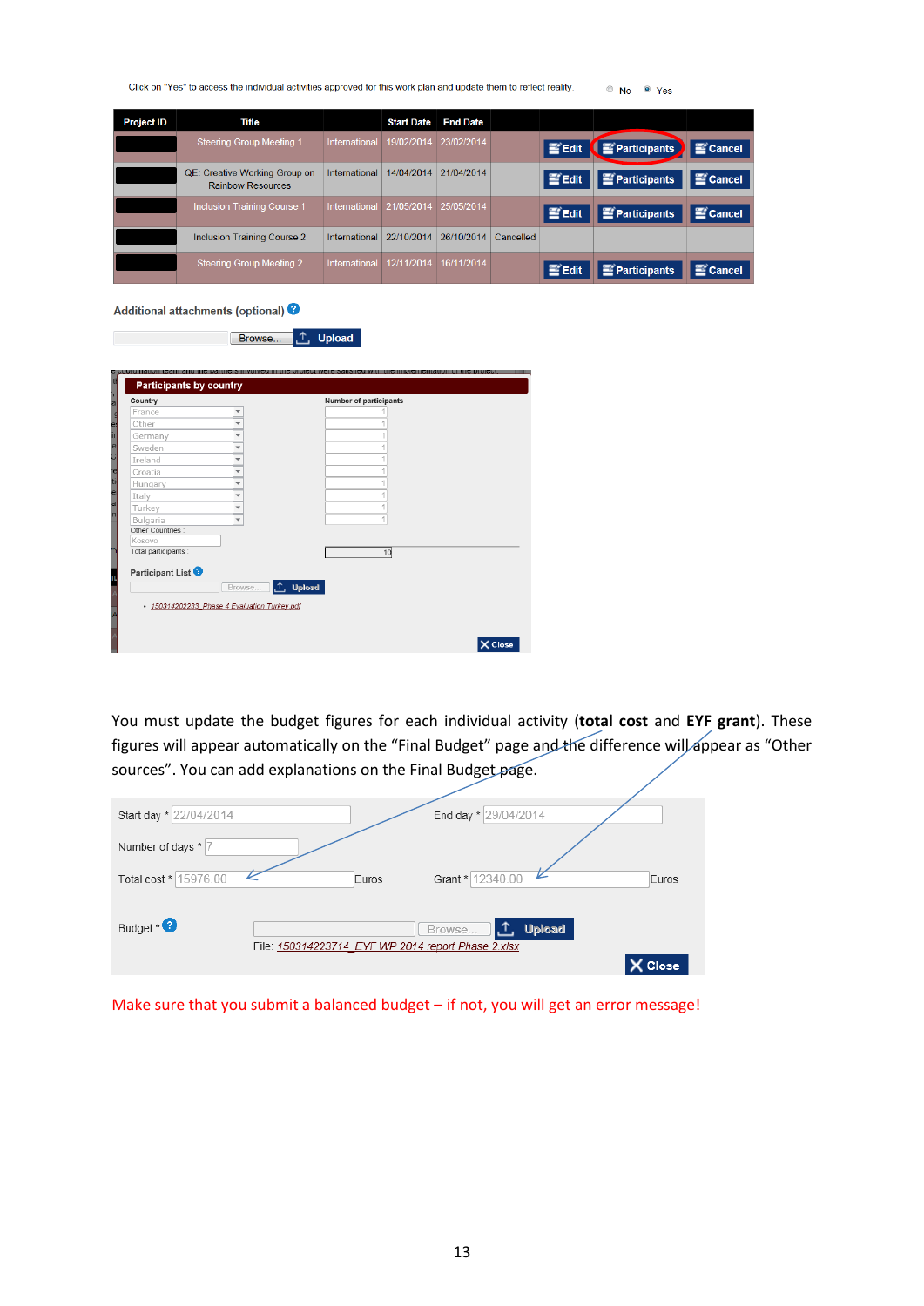Click on "Yes" to access the individual activities approved for this work plan and update them to reflect reality. No Yes

| Project ID | Title | | Start Date | End Date | | | | |
|---|---|---|---|---|---|---|---|---|
| | Steering Group Meeting 1 | International | 19/02/2014 | 23/02/2014 | | Edit | Participants | Cancel |
| | QE: Creative Working Group on Rainbow Resources | International | 14/04/2014 | 21/04/2014 | | Edit | Participants | Cancel |
| | Inclusion Training Course 1 | International | 21/05/2014 | 25/05/2014 | | Edit | Participants | Cancel |
| | Inclusion Training Course 2 | International | 22/10/2014 | 26/10/2014 | Cancelled | | | |
| | Steering Group Meeting 2 | International | 12/11/2014 | 16/11/2014 | | Edit | Participants | Cancel |

Additional attachments (optional)

Browse... Upload

**Participants by country**

| Country | Number of participants |
|---|---|
| France | 1 |
| Other | 1 |
| Germany | 1 |
| Sweden | 1 |
| Ireland | 1 |
| Croatia | 1 |
| Hungary | 1 |
| Italy | 1 |
| Turkey | 1 |
| Bulgaria | 1 |

Other Countries : Kosovo

Total participants : 10

Participant List

Browse... Upload

- 150314202233_Phase 4 Evaluation Turkey.pdf

Close

You must update the budget figures for each individual activity (**total cost** and **EYF grant**). These figures will appear automatically on the "Final Budget" page and the difference will appear as "Other sources". You can add explanations on the Final Budget page.

Start day * 22/04/2014 End day * 29/04/2014

Number of days * 7

Total cost * 15976.00 Euros Grant * 12340.00 Euros

Budget * Browse... Upload

File: 150314223714_EYF WP 2014 report Phase 2.xlsx

Close

Make sure that you submit a balanced budget – if not, you will get an error message!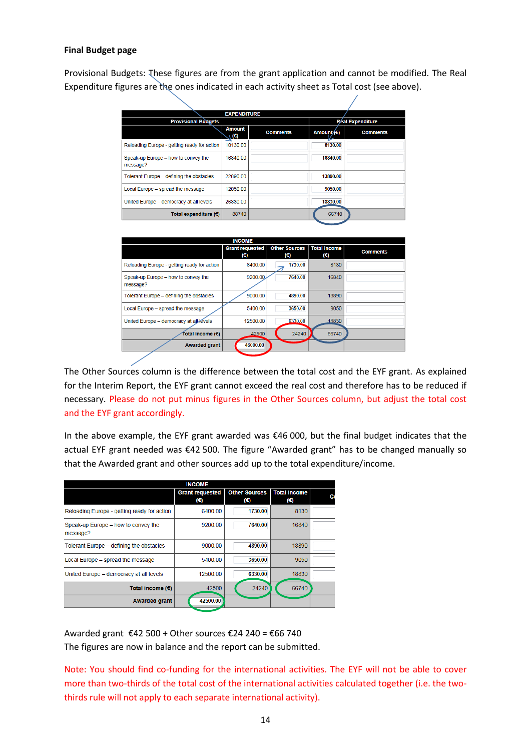**Final Budget page**

Provisional Budgets: These figures are from the grant application and cannot be modified. The Real Expenditure figures are the ones indicated in each activity sheet as Total cost (see above).

| EXPENDITURE | | | | |
|---|---|---|---|---|
| Provisional Budgets | | | Real Expenditure | |
| | Amount (€) | Comments | Amount (€) | Comments |
| Reloading Europe - getting ready for action | 10130.00 | | 8130.00 | |
| Speak-up Europe – how to convey the message? | 16840.00 | | 16840.00 | |
| Tolerant Europe – defining the obstacles | 22890.00 | | 13890.00 | |
| Local Europe – spread the message | 12050.00 | | 9050.00 | |
| United Europe – democracy at all levels | 26830.00 | | 18830.00 | |
| Total expenditure (€) | 88740 | | 66740 | |

| INCOME | | | | |
|---|---|---|---|---|
| | Grant requested (€) | Other Sources (€) | Total income (€) | Comments |
| Reloading Europe - getting ready for action | 6400.00 | 1730.00 | 8130 | |
| Speak-up Europe – how to convey the message? | 9200.00 | 7640.00 | 16840 | |
| Tolerant Europe – defining the obstacles | 9000.00 | 4890.00 | 13890 | |
| Local Europe – spread the message | 5400.00 | 3650.00 | 9050 | |
| United Europe – democracy at all levels | 12500.00 | 6330.00 | 18830 | |
| Total income (€) | 42500 | 24240 | 66740 | |
| Awarded grant | 46000.00 | | | |

The Other Sources column is the difference between the total cost and the EYF grant. As explained for the Interim Report, the EYF grant cannot exceed the real cost and therefore has to be reduced if necessary. Please do not put minus figures in the Other Sources column, but adjust the total cost and the EYF grant accordingly.

In the above example, the EYF grant awarded was €46 000, but the final budget indicates that the actual EYF grant needed was €42 500. The figure "Awarded grant" has to be changed manually so that the Awarded grant and other sources add up to the total expenditure/income.

| INCOME | | | | |
|---|---|---|---|---|
| | Grant requested (€) | Other Sources (€) | Total income (€) | C |
| Reloading Europe - getting ready for action | 6400.00 | 1730.00 | 8130 | |
| Speak-up Europe – how to convey the message? | 9200.00 | 7640.00 | 16840 | |
| Tolerant Europe – defining the obstacles | 9000.00 | 4890.00 | 13890 | |
| Local Europe – spread the message | 5400.00 | 3650.00 | 9050 | |
| United Europe – democracy at all levels | 12500.00 | 6330.00 | 18830 | |
| Total income (€) | 42500 | 24240 | 66740 | |
| Awarded grant | 42500.00 | | | |

Awarded grant €42 500 + Other sources €24 240 = €66 740
The figures are now in balance and the report can be submitted.

Note: You should find co-funding for the international activities. The EYF will not be able to cover more than two-thirds of the total cost of the international activities calculated together (i.e. the two-thirds rule will not apply to each separate international activity).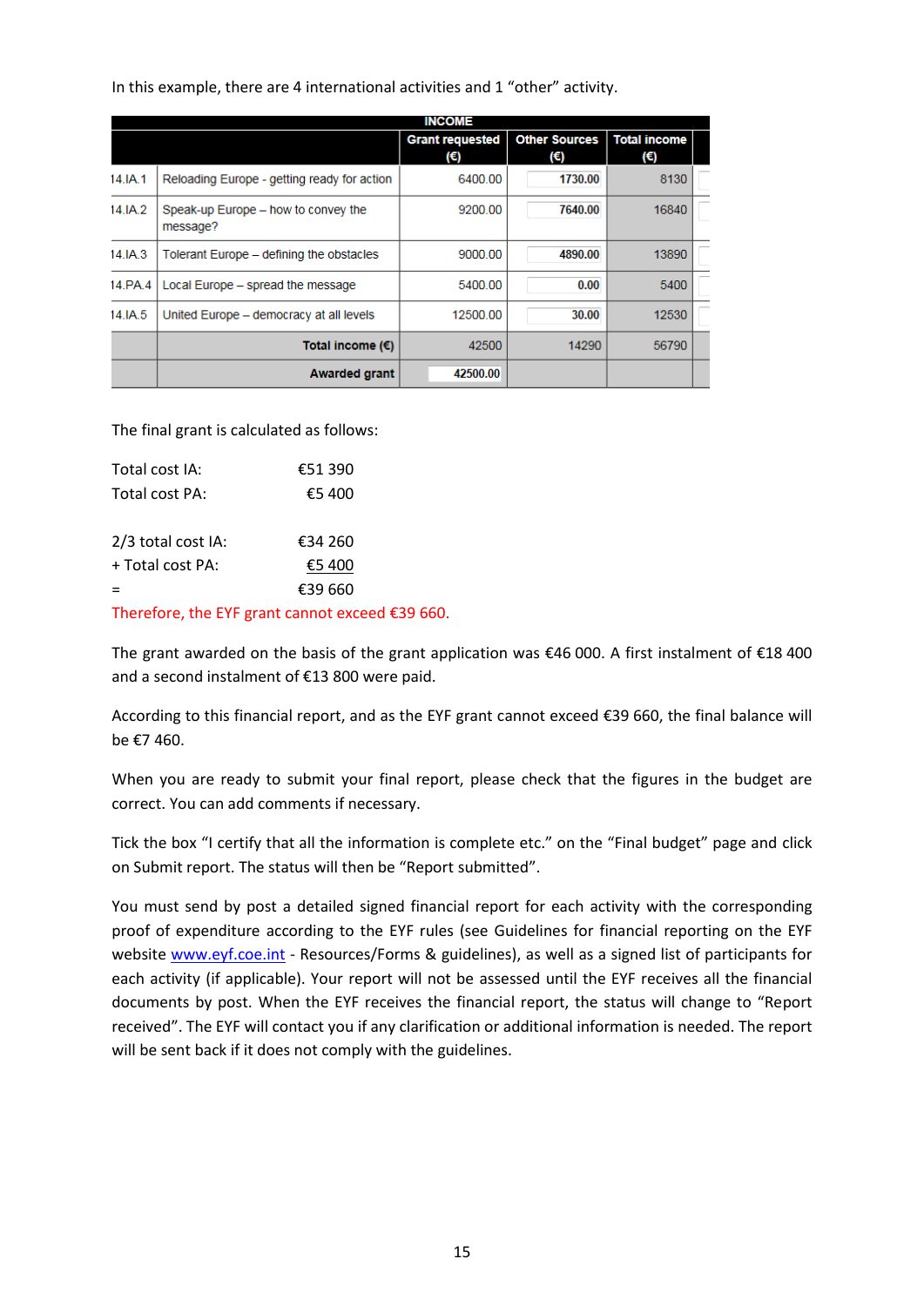In this example, there are 4 international activities and 1 "other" activity.

| INCOME | | Grant requested (€) | Other Sources (€) | Total income (€) |
|---|---|---|---|---|
| 14.IA.1 | Reloading Europe - getting ready for action | 6400.00 | 1730.00 | 8130 |
| 14.IA.2 | Speak-up Europe – how to convey the message? | 9200.00 | 7640.00 | 16840 |
| 14.IA.3 | Tolerant Europe – defining the obstacles | 9000.00 | 4890.00 | 13890 |
| 14.PA.4 | Local Europe – spread the message | 5400.00 | 0.00 | 5400 |
| 14.IA.5 | United Europe – democracy at all levels | 12500.00 | 30.00 | 12530 |
| | **Total income (€)** | 42500 | 14290 | 56790 |
| | **Awarded grant** | 42500.00 | | |

The final grant is calculated as follows:

Total cost IA: €51 390
Total cost PA: €5 400

2/3 total cost IA: €34 260
+ Total cost PA: €5 400
= €39 660

Therefore, the EYF grant cannot exceed €39 660.

The grant awarded on the basis of the grant application was €46 000. A first instalment of €18 400 and a second instalment of €13 800 were paid.

According to this financial report, and as the EYF grant cannot exceed €39 660, the final balance will be €7 460.

When you are ready to submit your final report, please check that the figures in the budget are correct. You can add comments if necessary.

Tick the box "I certify that all the information is complete etc." on the "Final budget" page and click on Submit report. The status will then be "Report submitted".

You must send by post a detailed signed financial report for each activity with the corresponding proof of expenditure according to the EYF rules (see Guidelines for financial reporting on the EYF website www.eyf.coe.int - Resources/Forms & guidelines), as well as a signed list of participants for each activity (if applicable). Your report will not be assessed until the EYF receives all the financial documents by post. When the EYF receives the financial report, the status will change to "Report received". The EYF will contact you if any clarification or additional information is needed. The report will be sent back if it does not comply with the guidelines.